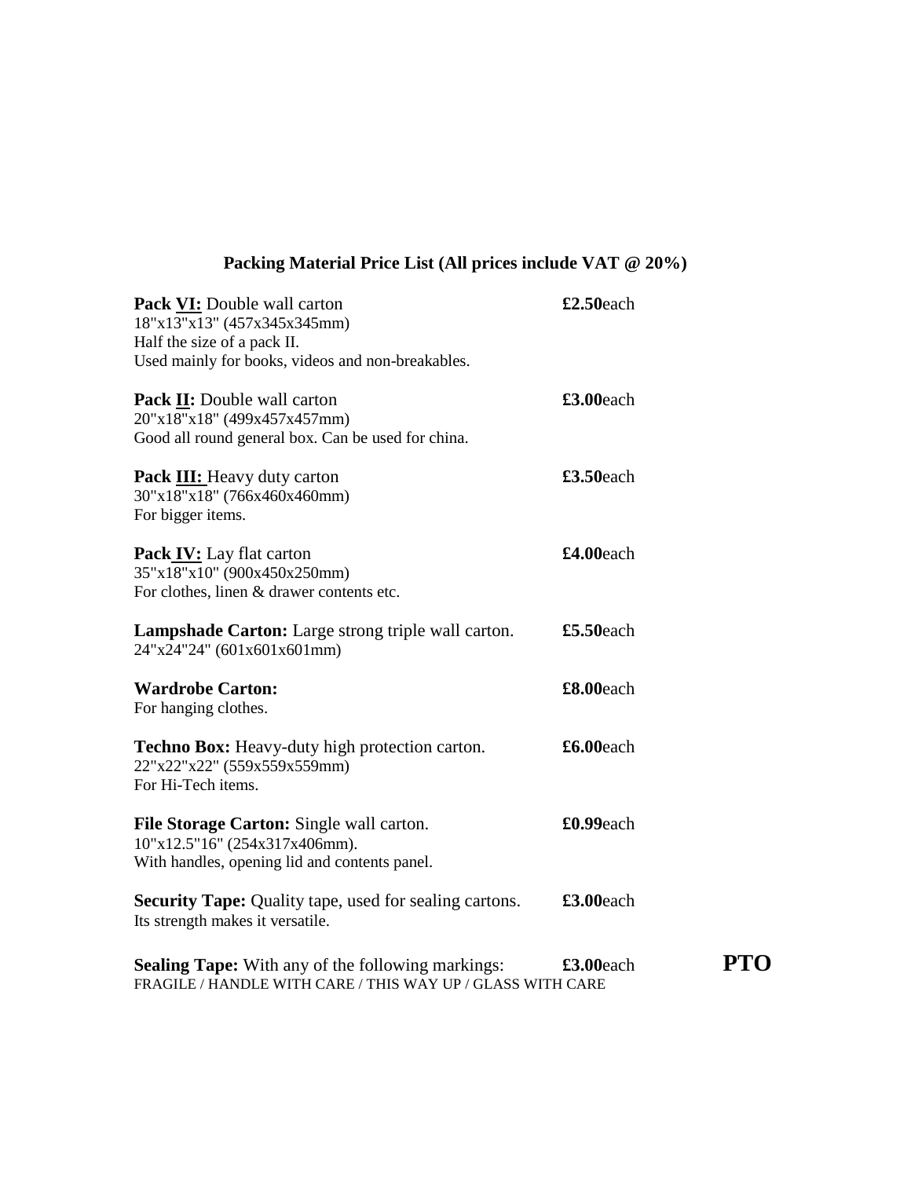# Packing Material Price List (All prices include VAT @ 20%)

**Pack VI:** Double wall carton — **£2.50**each
18"x13"x13" (457x345x345mm)
Half the size of a pack II.
Used mainly for books, videos and non-breakables.

**Pack II:** Double wall carton — **£3.00**each
20"x18"x18" (499x457x457mm)
Good all round general box. Can be used for china.

**Pack III:** Heavy duty carton — **£3.50**each
30"x18"x18" (766x460x460mm)
For bigger items.

**Pack IV:** Lay flat carton — **£4.00**each
35"x18"x10" (900x450x250mm)
For clothes, linen & drawer contents etc.

**Lampshade Carton:** Large strong triple wall carton. — **£5.50**each
24"x24"24" (601x601x601mm)

**Wardrobe Carton:** — **£8.00**each
For hanging clothes.

**Techno Box:** Heavy-duty high protection carton. — **£6.00**each
22"x22"x22" (559x559x559mm)
For Hi-Tech items.

**File Storage Carton:** Single wall carton. — **£0.99**each
10"x12.5"16" (254x317x406mm).
With handles, opening lid and contents panel.

**Security Tape:** Quality tape, used for sealing cartons. — **£3.00**each
Its strength makes it versatile.

**Sealing Tape:** With any of the following markings: — **£3.00**each
FRAGILE / HANDLE WITH CARE / THIS WAY UP / GLASS WITH CARE

**PTO**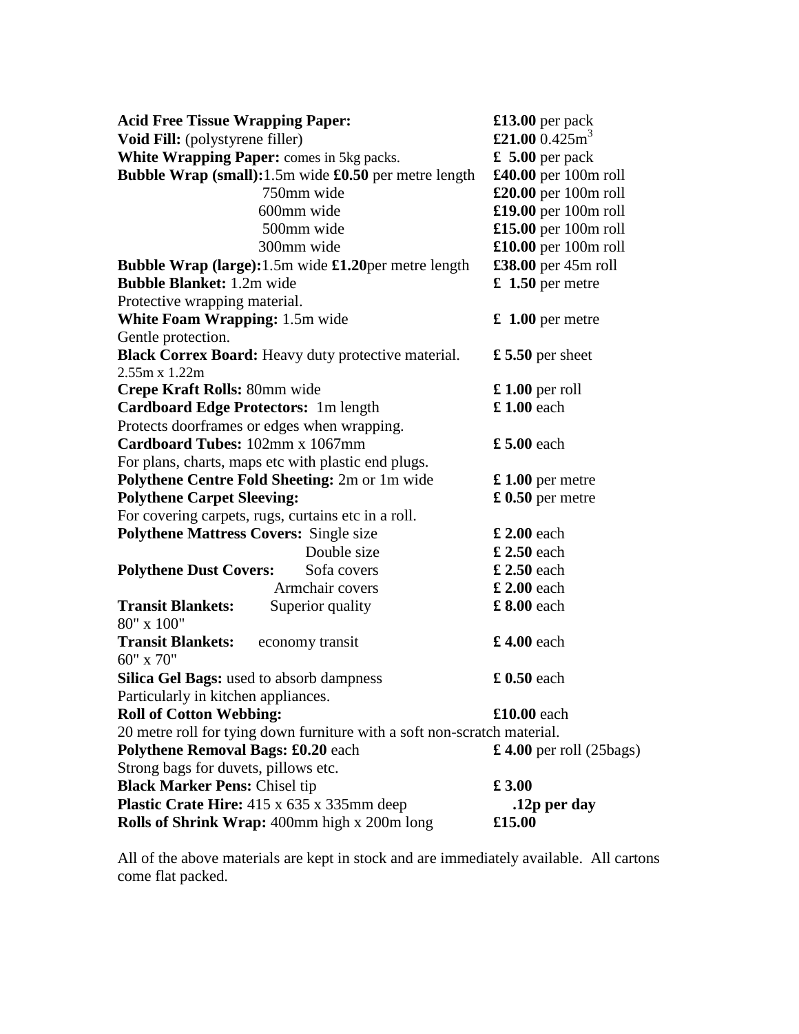| | |
|---|---|
| **Acid Free Tissue Wrapping Paper:** | **£13.00** per pack |
| **Void Fill:** (polystyrene filler) | **£21.00** 0.425m$^3$ |
| **White Wrapping Paper:** comes in 5kg packs. | **£ 5.00** per pack |
| **Bubble Wrap (small):** 1.5m wide **£0.50** per metre length | **£40.00** per 100m roll |
| 750mm wide | **£20.00** per 100m roll |
| 600mm wide | **£19.00** per 100m roll |
| 500mm wide | **£15.00** per 100m roll |
| 300mm wide | **£10.00** per 100m roll |
| **Bubble Wrap (large):** 1.5m wide **£1.20** per metre length | **£38.00** per 45m roll |
| **Bubble Blanket:** 1.2m wide<br>Protective wrapping material. | **£ 1.50** per metre |
| **White Foam Wrapping:** 1.5m wide<br>Gentle protection. | **£ 1.00** per metre |
| **Black Correx Board:** Heavy duty protective material.<br>2.55m x 1.22m | **£ 5.50** per sheet |
| **Crepe Kraft Rolls:** 80mm wide | **£ 1.00** per roll |
| **Cardboard Edge Protectors:** 1m length<br>Protects doorframes or edges when wrapping. | **£ 1.00** each |
| **Cardboard Tubes:** 102mm x 1067mm<br>For plans, charts, maps etc with plastic end plugs. | **£ 5.00** each |
| **Polythene Centre Fold Sheeting:** 2m or 1m wide | **£ 1.00** per metre |
| **Polythene Carpet Sleeving:**<br>For covering carpets, rugs, curtains etc in a roll. | **£ 0.50** per metre |
| **Polythene Mattress Covers:** Single size | **£ 2.00** each |
| Double size | **£ 2.50** each |
| **Polythene Dust Covers:** Sofa covers | **£ 2.50** each |
| Armchair covers | **£ 2.00** each |
| **Transit Blankets:** Superior quality<br>80" x 100" | **£ 8.00** each |
| **Transit Blankets:** economy transit<br>60" x 70" | **£ 4.00** each |
| **Silica Gel Bags:** used to absorb dampness<br>Particularly in kitchen appliances. | **£ 0.50** each |
| **Roll of Cotton Webbing:**<br>20 metre roll for tying down furniture with a soft non-scratch material. | **£10.00** each |
| **Polythene Removal Bags: £0.20** each<br>Strong bags for duvets, pillows etc. | **£ 4.00** per roll (25bags) |
| **Black Marker Pens:** Chisel tip | **£ 3.00** |
| **Plastic Crate Hire:** 415 x 635 x 335mm deep | **.12p per day** |
| **Rolls of Shrink Wrap:** 400mm high x 200m long | **£15.00** |

All of the above materials are kept in stock and are immediately available. All cartons come flat packed.